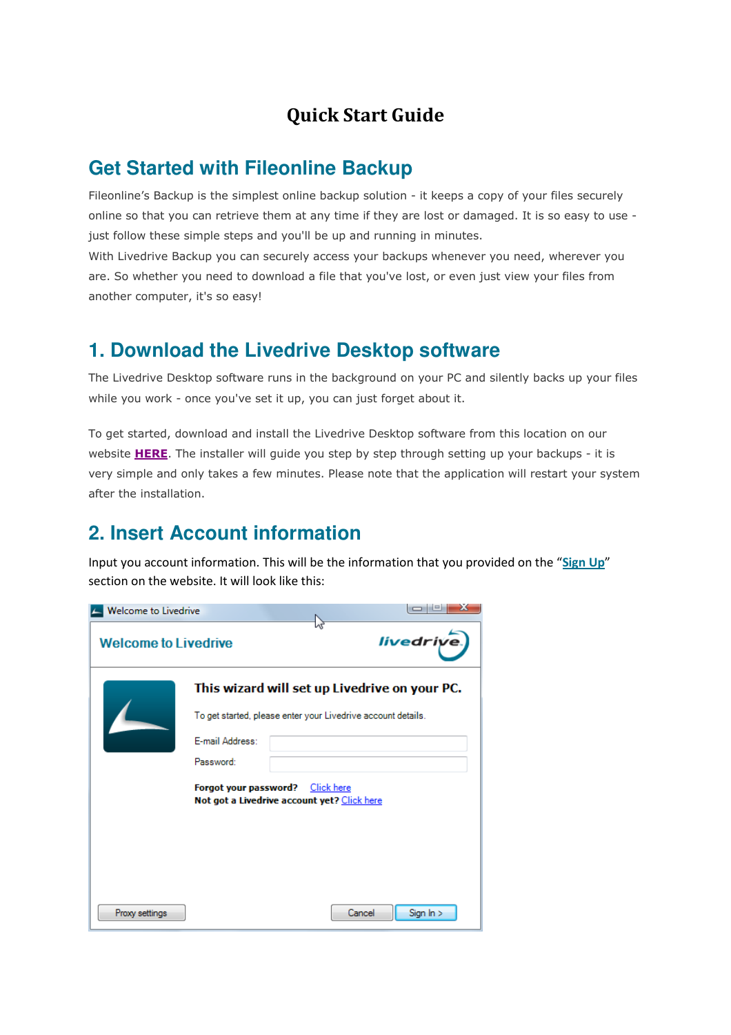# Quick Start Guide

## Get Started with Fileonline Backup

Fileonline's Backup is the simplest online backup solution - it keeps a copy of your files securely online so that you can retrieve them at any time if they are lost or damaged. It is so easy to use - just follow these simple steps and you'll be up and running in minutes.

With Livedrive Backup you can securely access your backups whenever you need, wherever you are. So whether you need to download a file that you've lost, or even just view your files from another computer, it's so easy!

## 1. Download the Livedrive Desktop software

The Livedrive Desktop software runs in the background on your PC and silently backs up your files while you work - once you've set it up, you can just forget about it.

To get started, download and install the Livedrive Desktop software from this location on our website **HERE**. The installer will guide you step by step through setting up your backups - it is very simple and only takes a few minutes. Please note that the application will restart your system after the installation.

## 2. Insert Account information

Input you account information. This will be the information that you provided on the "Sign Up" section on the website. It will look like this:

Welcome to Livedrive

**Welcome to Livedrive**

livedrive

**This wizard will set up Livedrive on your PC.**

To get started, please enter your Livedrive account details.

E-mail Address:

Password:

**Forgot your password?** Click here

**Not got a Livedrive account yet?** Click here

Proxy settings | Cancel | Sign In >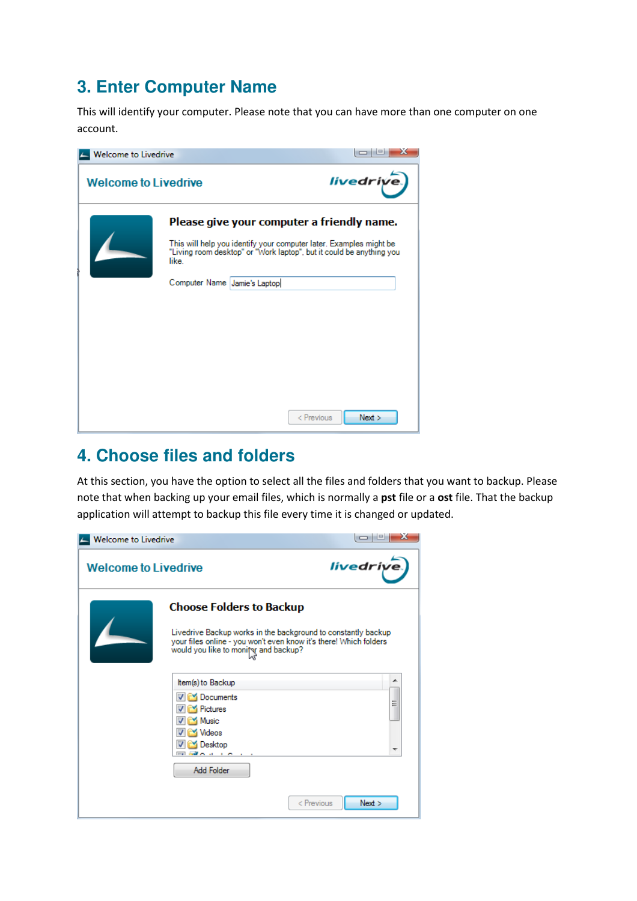## 3. Enter Computer Name

This will identify your computer. Please note that you can have more than one computer on one account.

## 4. Choose files and folders

At this section, you have the option to select all the files and folders that you want to backup. Please note that when backing up your email files, which is normally a **pst** file or a **ost** file. That the backup application will attempt to backup this file every time it is changed or updated.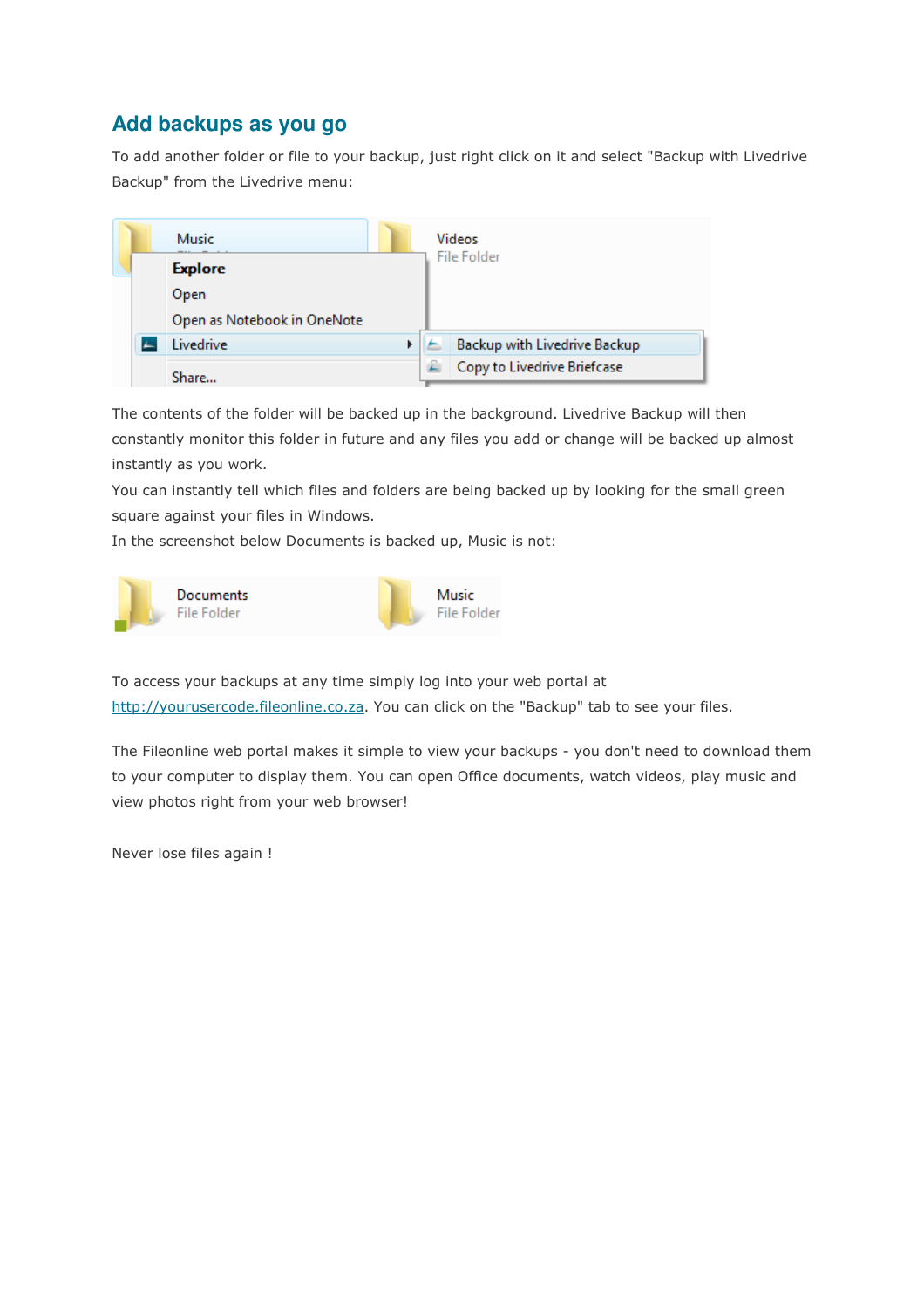## Add backups as you go

To add another folder or file to your backup, just right click on it and select "Backup with Livedrive Backup" from the Livedrive menu:

The contents of the folder will be backed up in the background. Livedrive Backup will then constantly monitor this folder in future and any files you add or change will be backed up almost instantly as you work.

You can instantly tell which files and folders are being backed up by looking for the small green square against your files in Windows.

In the screenshot below Documents is backed up, Music is not:

To access your backups at any time simply log into your web portal at [http://yourusercode.fileonline.co.za](http://yourusercode.fileonline.co.za). You can click on the "Backup" tab to see your files.

The Fileonline web portal makes it simple to view your backups - you don't need to download them to your computer to display them. You can open Office documents, watch videos, play music and view photos right from your web browser!

Never lose files again !